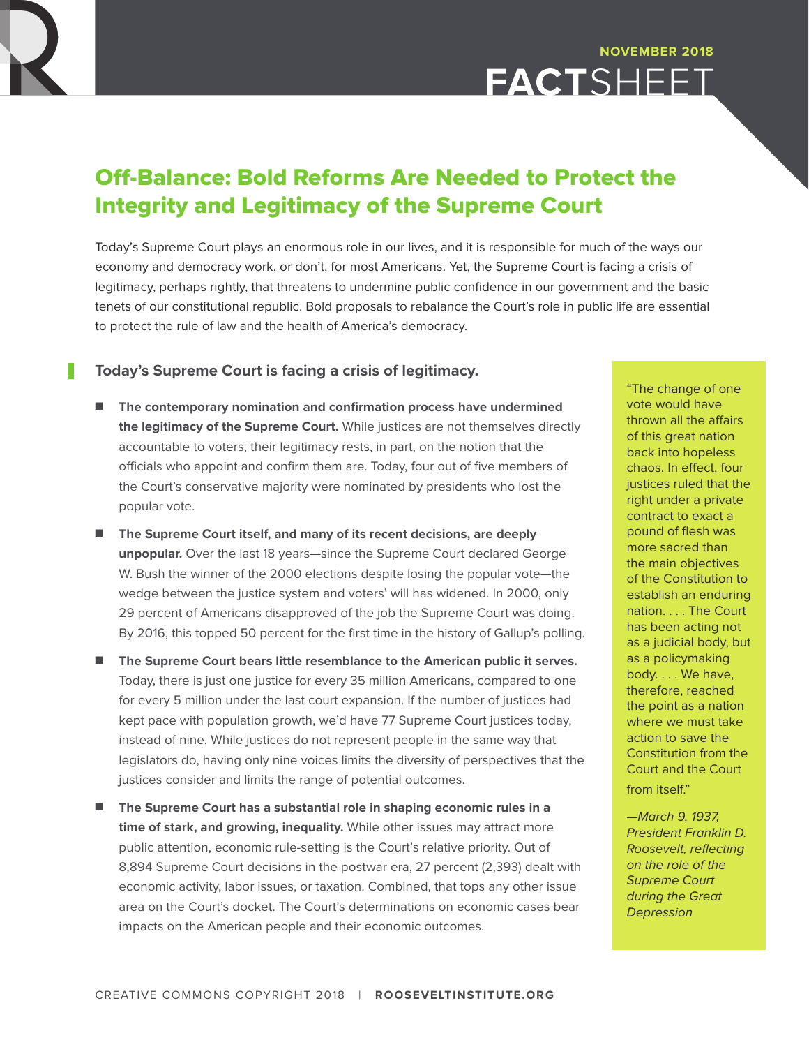NOVEMBER 2018

FACTSHEET

# Off-Balance: Bold Reforms Are Needed to Protect the Integrity and Legitimacy of the Supreme Court

Today's Supreme Court plays an enormous role in our lives, and it is responsible for much of the ways our economy and democracy work, or don't, for most Americans. Yet, the Supreme Court is facing a crisis of legitimacy, perhaps rightly, that threatens to undermine public confidence in our government and the basic tenets of our constitutional republic. Bold proposals to rebalance the Court's role in public life are essential to protect the rule of law and the health of America's democracy.

## Today's Supreme Court is facing a crisis of legitimacy.

- **The contemporary nomination and confirmation process have undermined the legitimacy of the Supreme Court.** While justices are not themselves directly accountable to voters, their legitimacy rests, in part, on the notion that the officials who appoint and confirm them are. Today, four out of five members of the Court's conservative majority were nominated by presidents who lost the popular vote.
- **The Supreme Court itself, and many of its recent decisions, are deeply unpopular.** Over the last 18 years—since the Supreme Court declared George W. Bush the winner of the 2000 elections despite losing the popular vote—the wedge between the justice system and voters' will has widened. In 2000, only 29 percent of Americans disapproved of the job the Supreme Court was doing. By 2016, this topped 50 percent for the first time in the history of Gallup's polling.
- **The Supreme Court bears little resemblance to the American public it serves.** Today, there is just one justice for every 35 million Americans, compared to one for every 5 million under the last court expansion. If the number of justices had kept pace with population growth, we'd have 77 Supreme Court justices today, instead of nine. While justices do not represent people in the same way that legislators do, having only nine voices limits the diversity of perspectives that the justices consider and limits the range of potential outcomes.
- **The Supreme Court has a substantial role in shaping economic rules in a time of stark, and growing, inequality.** While other issues may attract more public attention, economic rule-setting is the Court's relative priority. Out of 8,894 Supreme Court decisions in the postwar era, 27 percent (2,393) dealt with economic activity, labor issues, or taxation. Combined, that tops any other issue area on the Court's docket. The Court's determinations on economic cases bear impacts on the American people and their economic outcomes.

"The change of one vote would have thrown all the affairs of this great nation back into hopeless chaos. In effect, four justices ruled that the right under a private contract to exact a pound of flesh was more sacred than the main objectives of the Constitution to establish an enduring nation. . . . The Court has been acting not as a judicial body, but as a policymaking body. . . . We have, therefore, reached the point as a nation where we must take action to save the Constitution from the Court and the Court from itself."

*—March 9, 1937, President Franklin D. Roosevelt, reflecting on the role of the Supreme Court during the Great Depression*

CREATIVE COMMONS COPYRIGHT 2018 | **ROOSEVELTINSTITUTE.ORG**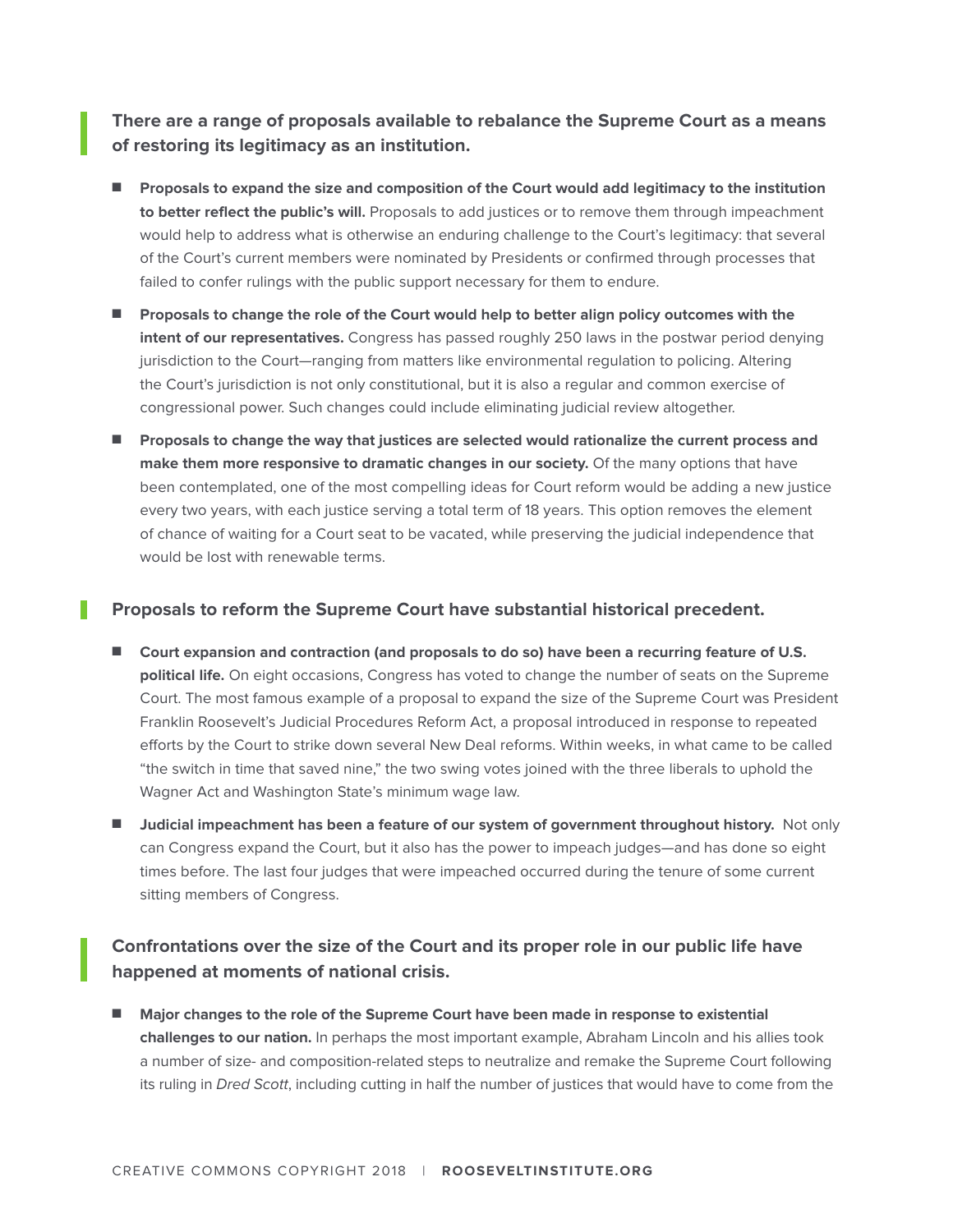## There are a range of proposals available to rebalance the Supreme Court as a means of restoring its legitimacy as an institution.

- **Proposals to expand the size and composition of the Court would add legitimacy to the institution to better reflect the public's will.** Proposals to add justices or to remove them through impeachment would help to address what is otherwise an enduring challenge to the Court's legitimacy: that several of the Court's current members were nominated by Presidents or confirmed through processes that failed to confer rulings with the public support necessary for them to endure.
- **Proposals to change the role of the Court would help to better align policy outcomes with the intent of our representatives.** Congress has passed roughly 250 laws in the postwar period denying jurisdiction to the Court—ranging from matters like environmental regulation to policing. Altering the Court's jurisdiction is not only constitutional, but it is also a regular and common exercise of congressional power. Such changes could include eliminating judicial review altogether.
- **Proposals to change the way that justices are selected would rationalize the current process and make them more responsive to dramatic changes in our society.** Of the many options that have been contemplated, one of the most compelling ideas for Court reform would be adding a new justice every two years, with each justice serving a total term of 18 years. This option removes the element of chance of waiting for a Court seat to be vacated, while preserving the judicial independence that would be lost with renewable terms.

## Proposals to reform the Supreme Court have substantial historical precedent.

- **Court expansion and contraction (and proposals to do so) have been a recurring feature of U.S. political life.** On eight occasions, Congress has voted to change the number of seats on the Supreme Court. The most famous example of a proposal to expand the size of the Supreme Court was President Franklin Roosevelt's Judicial Procedures Reform Act, a proposal introduced in response to repeated efforts by the Court to strike down several New Deal reforms. Within weeks, in what came to be called "the switch in time that saved nine," the two swing votes joined with the three liberals to uphold the Wagner Act and Washington State's minimum wage law.
- **Judicial impeachment has been a feature of our system of government throughout history.** Not only can Congress expand the Court, but it also has the power to impeach judges—and has done so eight times before. The last four judges that were impeached occurred during the tenure of some current sitting members of Congress.

## Confrontations over the size of the Court and its proper role in our public life have happened at moments of national crisis.

- **Major changes to the role of the Supreme Court have been made in response to existential challenges to our nation.** In perhaps the most important example, Abraham Lincoln and his allies took a number of size- and composition-related steps to neutralize and remake the Supreme Court following its ruling in *Dred Scott*, including cutting in half the number of justices that would have to come from the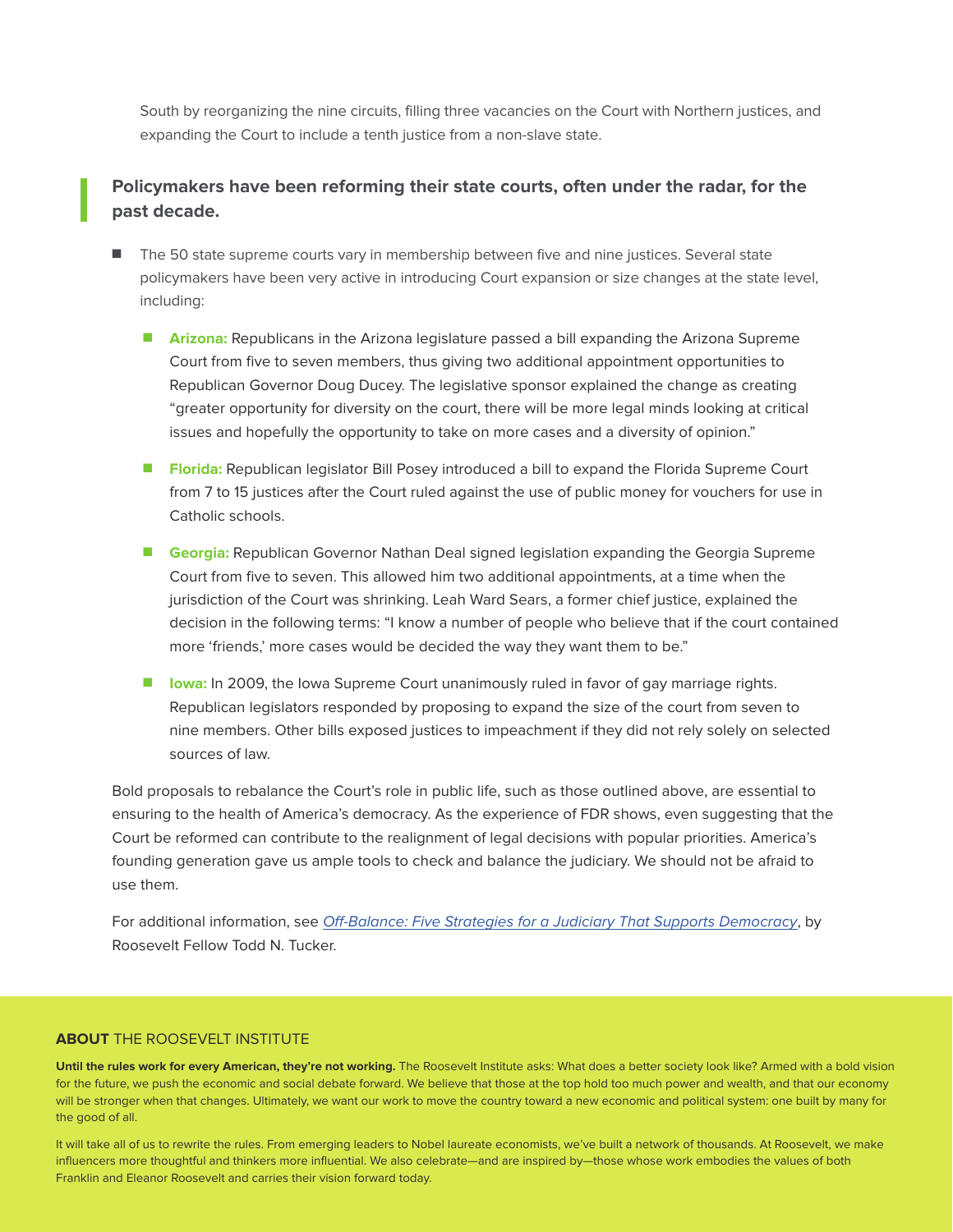South by reorganizing the nine circuits, filling three vacancies on the Court with Northern justices, and expanding the Court to include a tenth justice from a non-slave state.

### Policymakers have been reforming their state courts, often under the radar, for the past decade.

- The 50 state supreme courts vary in membership between five and nine justices. Several state policymakers have been very active in introducing Court expansion or size changes at the state level, including:
  - **Arizona:** Republicans in the Arizona legislature passed a bill expanding the Arizona Supreme Court from five to seven members, thus giving two additional appointment opportunities to Republican Governor Doug Ducey. The legislative sponsor explained the change as creating "greater opportunity for diversity on the court, there will be more legal minds looking at critical issues and hopefully the opportunity to take on more cases and a diversity of opinion."
  - **Florida:** Republican legislator Bill Posey introduced a bill to expand the Florida Supreme Court from 7 to 15 justices after the Court ruled against the use of public money for vouchers for use in Catholic schools.
  - **Georgia:** Republican Governor Nathan Deal signed legislation expanding the Georgia Supreme Court from five to seven. This allowed him two additional appointments, at a time when the jurisdiction of the Court was shrinking. Leah Ward Sears, a former chief justice, explained the decision in the following terms: "I know a number of people who believe that if the court contained more 'friends,' more cases would be decided the way they want them to be."
  - **Iowa:** In 2009, the Iowa Supreme Court unanimously ruled in favor of gay marriage rights. Republican legislators responded by proposing to expand the size of the court from seven to nine members. Other bills exposed justices to impeachment if they did not rely solely on selected sources of law.

Bold proposals to rebalance the Court's role in public life, such as those outlined above, are essential to ensuring to the health of America's democracy. As the experience of FDR shows, even suggesting that the Court be reformed can contribute to the realignment of legal decisions with popular priorities. America's founding generation gave us ample tools to check and balance the judiciary. We should not be afraid to use them.

For additional information, see *Off-Balance: Five Strategies for a Judiciary That Supports Democracy*, by Roosevelt Fellow Todd N. Tucker.

## **ABOUT** THE ROOSEVELT INSTITUTE

**Until the rules work for every American, they're not working.** The Roosevelt Institute asks: What does a better society look like? Armed with a bold vision for the future, we push the economic and social debate forward. We believe that those at the top hold too much power and wealth, and that our economy will be stronger when that changes. Ultimately, we want our work to move the country toward a new economic and political system: one built by many for the good of all.

It will take all of us to rewrite the rules. From emerging leaders to Nobel laureate economists, we've built a network of thousands. At Roosevelt, we make influencers more thoughtful and thinkers more influential. We also celebrate—and are inspired by—those whose work embodies the values of both Franklin and Eleanor Roosevelt and carries their vision forward today.